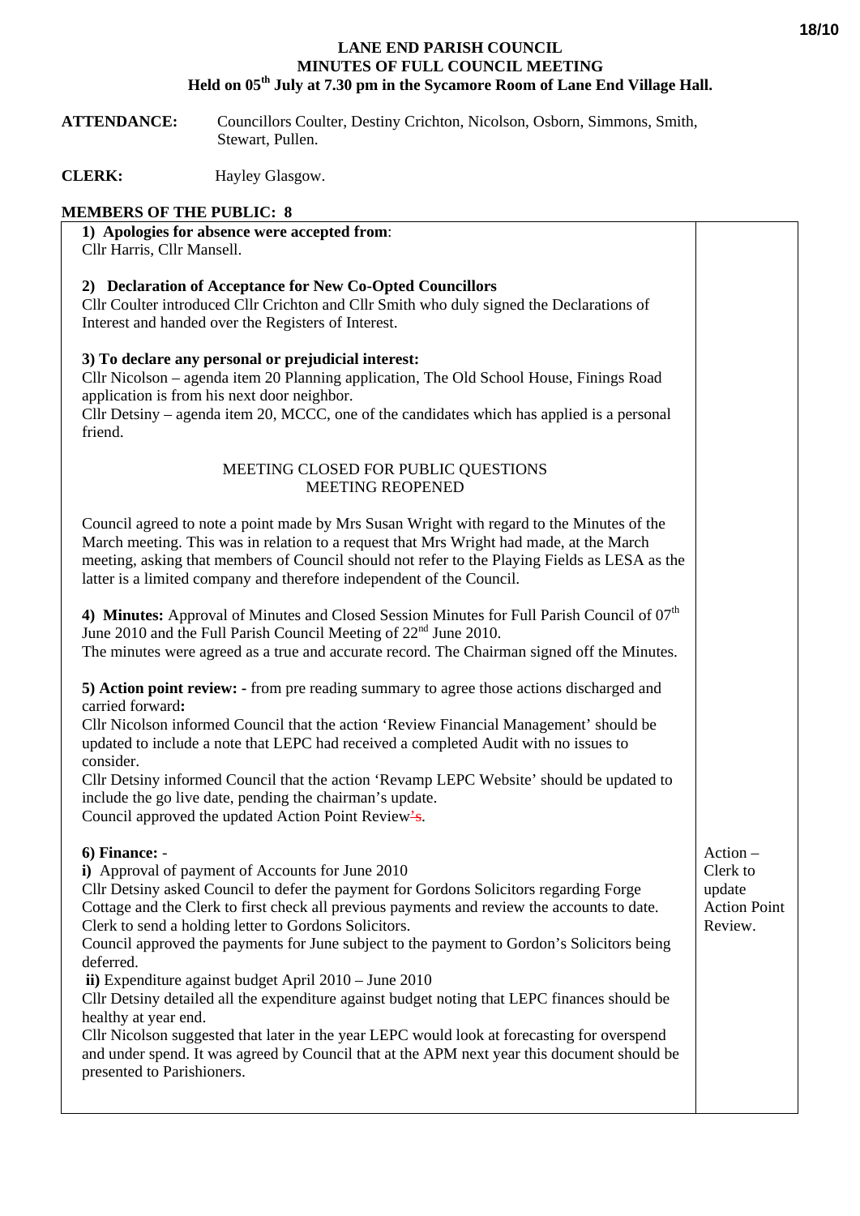# LANE END PARISH COUNCIL
## MINUTES OF FULL COUNCIL MEETING
### Held on 05th July at 7.30 pm in the Sycamore Room of Lane End Village Hall.

**ATTENDANCE:** Councillors Coulter, Destiny Crichton, Nicolson, Osborn, Simmons, Smith, Stewart, Pullen.

**CLERK:** Hayley Glasgow.

**MEMBERS OF THE PUBLIC: 8**

| | |
|---|---|
| **1) Apologies for absence were accepted from**:<br>Cllr Harris, Cllr Mansell.<br><br>**2) Declaration of Acceptance for New Co-Opted Councillors**<br>Cllr Coulter introduced Cllr Crichton and Cllr Smith who duly signed the Declarations of Interest and handed over the Registers of Interest.<br><br>**3) To declare any personal or prejudicial interest:**<br>Cllr Nicolson – agenda item 20 Planning application, The Old School House, Finings Road application is from his next door neighbor.<br>Cllr Detsiny – agenda item 20, MCCC, one of the candidates which has applied is a personal friend.<br><br>MEETING CLOSED FOR PUBLIC QUESTIONS<br>MEETING REOPENED<br><br>Council agreed to note a point made by Mrs Susan Wright with regard to the Minutes of the March meeting. This was in relation to a request that Mrs Wright had made, at the March meeting, asking that members of Council should not refer to the Playing Fields as LESA as the latter is a limited company and therefore independent of the Council.<br><br>**4) Minutes:** Approval of Minutes and Closed Session Minutes for Full Parish Council of 07th June 2010 and the Full Parish Council Meeting of 22nd June 2010.<br>The minutes were agreed as a true and accurate record. The Chairman signed off the Minutes.<br><br>**5) Action point review: -** from pre reading summary to agree those actions discharged and carried forward**:**<br>Cllr Nicolson informed Council that the action 'Review Financial Management' should be updated to include a note that LEPC had received a completed Audit with no issues to consider.<br>Cllr Detsiny informed Council that the action 'Revamp LEPC Website' should be updated to include the go live date, pending the chairman's update.<br>Council approved the updated Action Point Review~~'s~~. | |
| **6) Finance:** -<br>**i)** Approval of payment of Accounts for June 2010<br>Cllr Detsiny asked Council to defer the payment for Gordons Solicitors regarding Forge Cottage and the Clerk to first check all previous payments and review the accounts to date. Clerk to send a holding letter to Gordons Solicitors.<br>Council approved the payments for June subject to the payment to Gordon's Solicitors being deferred.<br>**ii)** Expenditure against budget April 2010 – June 2010<br>Cllr Detsiny detailed all the expenditure against budget noting that LEPC finances should be healthy at year end.<br>Cllr Nicolson suggested that later in the year LEPC would look at forecasting for overspend and under spend. It was agreed by Council that at the APM next year this document should be presented to Parishioners. | Action – Clerk to update Action Point Review. |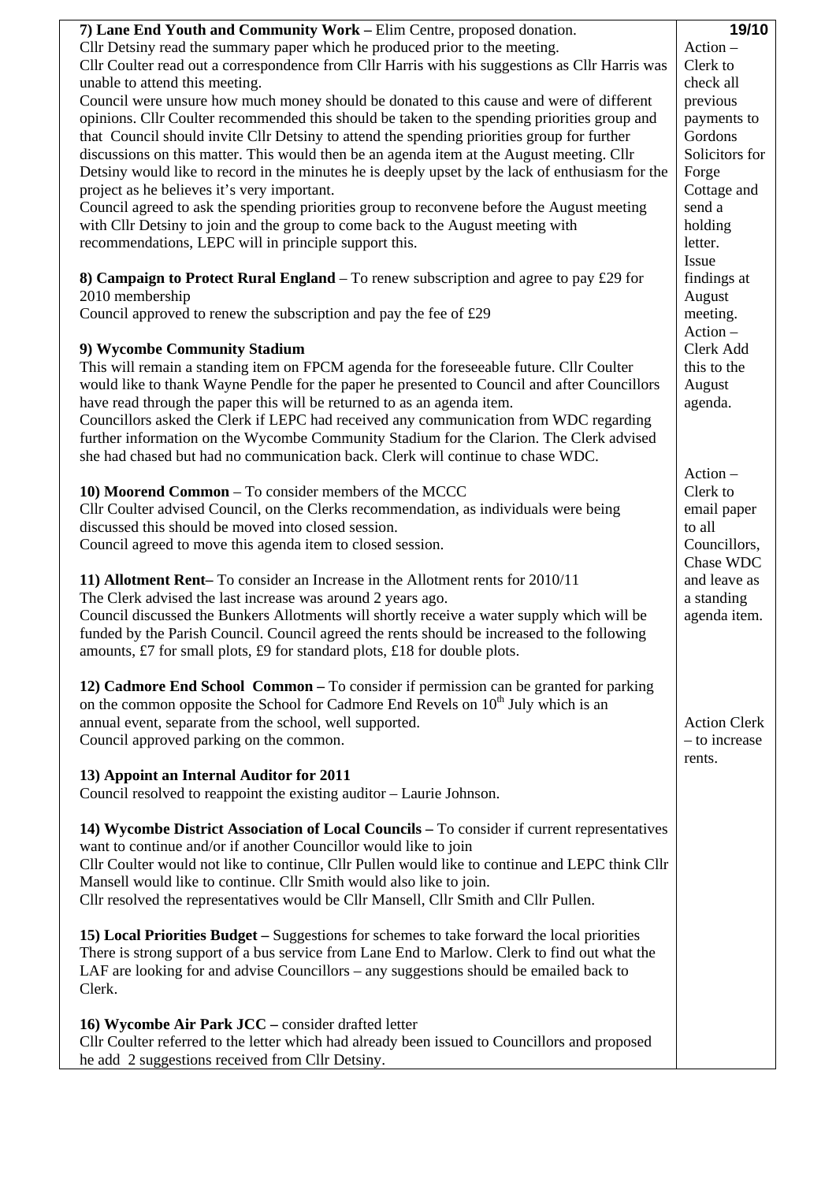| | 19/10 |
|---|---|
| **7) Lane End Youth and Community Work –** Elim Centre, proposed donation.<br>Cllr Detsiny read the summary paper which he produced prior to the meeting.<br>Cllr Coulter read out a correspondence from Cllr Harris with his suggestions as Cllr Harris was unable to attend this meeting.<br>Council were unsure how much money should be donated to this cause and were of different opinions. Cllr Coulter recommended this should be taken to the spending priorities group and that Council should invite Cllr Detsiny to attend the spending priorities group for further discussions on this matter. This would then be an agenda item at the August meeting. Cllr Detsiny would like to record in the minutes he is deeply upset by the lack of enthusiasm for the project as he believes it's very important.<br>Council agreed to ask the spending priorities group to reconvene before the August meeting with Cllr Detsiny to join and the group to come back to the August meeting with recommendations, LEPC will in principle support this. | Action – Clerk to check all previous payments to Gordons Solicitors for Forge Cottage and send a holding letter. Issue findings at August meeting. |
| **8) Campaign to Protect Rural England** – To renew subscription and agree to pay £29 for 2010 membership<br>Council approved to renew the subscription and pay the fee of £29 | Action – Clerk Add this to the August agenda. |
| **9) Wycombe Community Stadium**<br>This will remain a standing item on FPCM agenda for the foreseeable future. Cllr Coulter would like to thank Wayne Pendle for the paper he presented to Council and after Councillors have read through the paper this will be returned to as an agenda item.<br>Councillors asked the Clerk if LEPC had received any communication from WDC regarding further information on the Wycombe Community Stadium for the Clarion. The Clerk advised she had chased but had no communication back. Clerk will continue to chase WDC. | Action – Clerk to email paper to all Councillors, Chase WDC and leave as a standing agenda item. |
| **10) Moorend Common** – To consider members of the MCCC<br>Cllr Coulter advised Council, on the Clerks recommendation, as individuals were being discussed this should be moved into closed session.<br>Council agreed to move this agenda item to closed session. | |
| **11) Allotment Rent–** To consider an Increase in the Allotment rents for 2010/11<br>The Clerk advised the last increase was around 2 years ago.<br>Council discussed the Bunkers Allotments will shortly receive a water supply which will be funded by the Parish Council. Council agreed the rents should be increased to the following amounts, £7 for small plots, £9 for standard plots, £18 for double plots. | Action Clerk – to increase rents. |
| **12) Cadmore End School Common –** To consider if permission can be granted for parking on the common opposite the School for Cadmore End Revels on 10th July which is an annual event, separate from the school, well supported.<br>Council approved parking on the common. | |
| **13) Appoint an Internal Auditor for 2011**<br>Council resolved to reappoint the existing auditor – Laurie Johnson. | |
| **14) Wycombe District Association of Local Councils –** To consider if current representatives want to continue and/or if another Councillor would like to join<br>Cllr Coulter would not like to continue, Cllr Pullen would like to continue and LEPC think Cllr Mansell would like to continue. Cllr Smith would also like to join.<br>Cllr resolved the representatives would be Cllr Mansell, Cllr Smith and Cllr Pullen. | |
| **15) Local Priorities Budget –** Suggestions for schemes to take forward the local priorities<br>There is strong support of a bus service from Lane End to Marlow. Clerk to find out what the LAF are looking for and advise Councillors – any suggestions should be emailed back to Clerk. | |
| **16) Wycombe Air Park JCC –** consider drafted letter<br>Cllr Coulter referred to the letter which had already been issued to Councillors and proposed he add 2 suggestions received from Cllr Detsiny. | |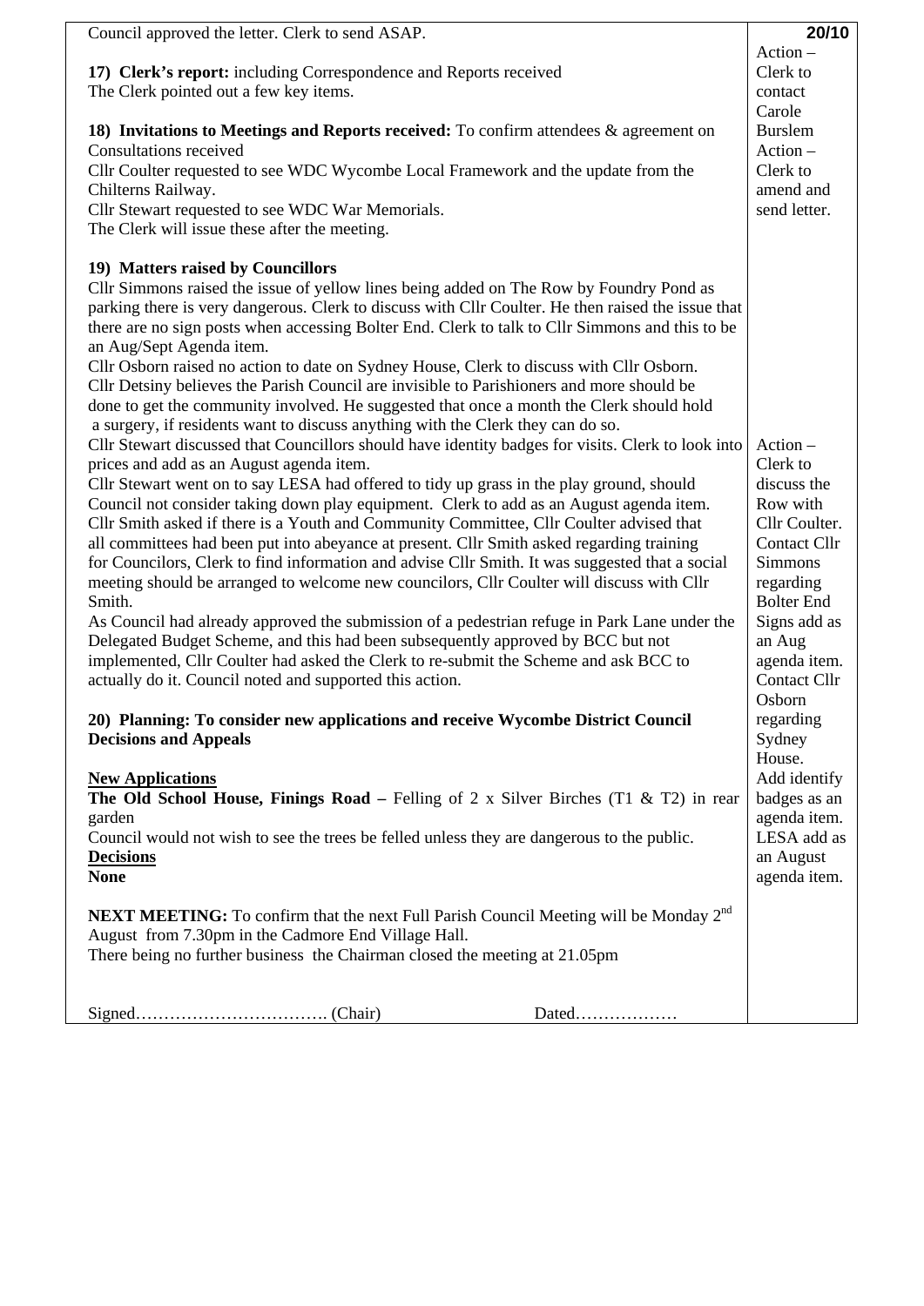Council approved the letter. Clerk to send ASAP.

**17) Clerk's report:** including Correspondence and Reports received
The Clerk pointed out a few key items.

**18) Invitations to Meetings and Reports received:** To confirm attendees & agreement on Consultations received
Cllr Coulter requested to see WDC Wycombe Local Framework and the update from the Chilterns Railway.
Cllr Stewart requested to see WDC War Memorials.
The Clerk will issue these after the meeting.

**19) Matters raised by Councillors**
Cllr Simmons raised the issue of yellow lines being added on The Row by Foundry Pond as parking there is very dangerous. Clerk to discuss with Cllr Coulter. He then raised the issue that there are no sign posts when accessing Bolter End. Clerk to talk to Cllr Simmons and this to be an Aug/Sept Agenda item.
Cllr Osborn raised no action to date on Sydney House, Clerk to discuss with Cllr Osborn.
Cllr Detsiny believes the Parish Council are invisible to Parishioners and more should be done to get the community involved. He suggested that once a month the Clerk should hold a surgery, if residents want to discuss anything with the Clerk they can do so.
Cllr Stewart discussed that Councillors should have identity badges for visits. Clerk to look into prices and add as an August agenda item.
Cllr Stewart went on to say LESA had offered to tidy up grass in the play ground, should Council not consider taking down play equipment. Clerk to add as an August agenda item.
Cllr Smith asked if there is a Youth and Community Committee, Cllr Coulter advised that all committees had been put into abeyance at present. Cllr Smith asked regarding training for Councilors, Clerk to find information and advise Cllr Smith. It was suggested that a social meeting should be arranged to welcome new councilors, Cllr Coulter will discuss with Cllr Smith.
As Council had already approved the submission of a pedestrian refuge in Park Lane under the Delegated Budget Scheme, and this had been subsequently approved by BCC but not implemented, Cllr Coulter had asked the Clerk to re-submit the Scheme and ask BCC to actually do it. Council noted and supported this action.

**20) Planning: To consider new applications and receive Wycombe District Council Decisions and Appeals**

**New Applications**
**The Old School House, Finings Road –** Felling of 2 x Silver Birches (T1 & T2) in rear garden
Council would not wish to see the trees be felled unless they are dangerous to the public.
**Decisions**
**None**

**NEXT MEETING:** To confirm that the next Full Parish Council Meeting will be Monday 2nd August from 7.30pm in the Cadmore End Village Hall.
There being no further business the Chairman closed the meeting at 21.05pm

Signed……………………………. (Chair) Dated………………

Action – Clerk to contact Carole Burslem
Action – Clerk to amend and send letter.

Action – Clerk to discuss the Row with Cllr Coulter. Contact Cllr Simmons regarding Bolter End Signs add as an Aug agenda item. Contact Cllr Osborn regarding Sydney House. Add identify badges as an agenda item. LESA add as an August agenda item.